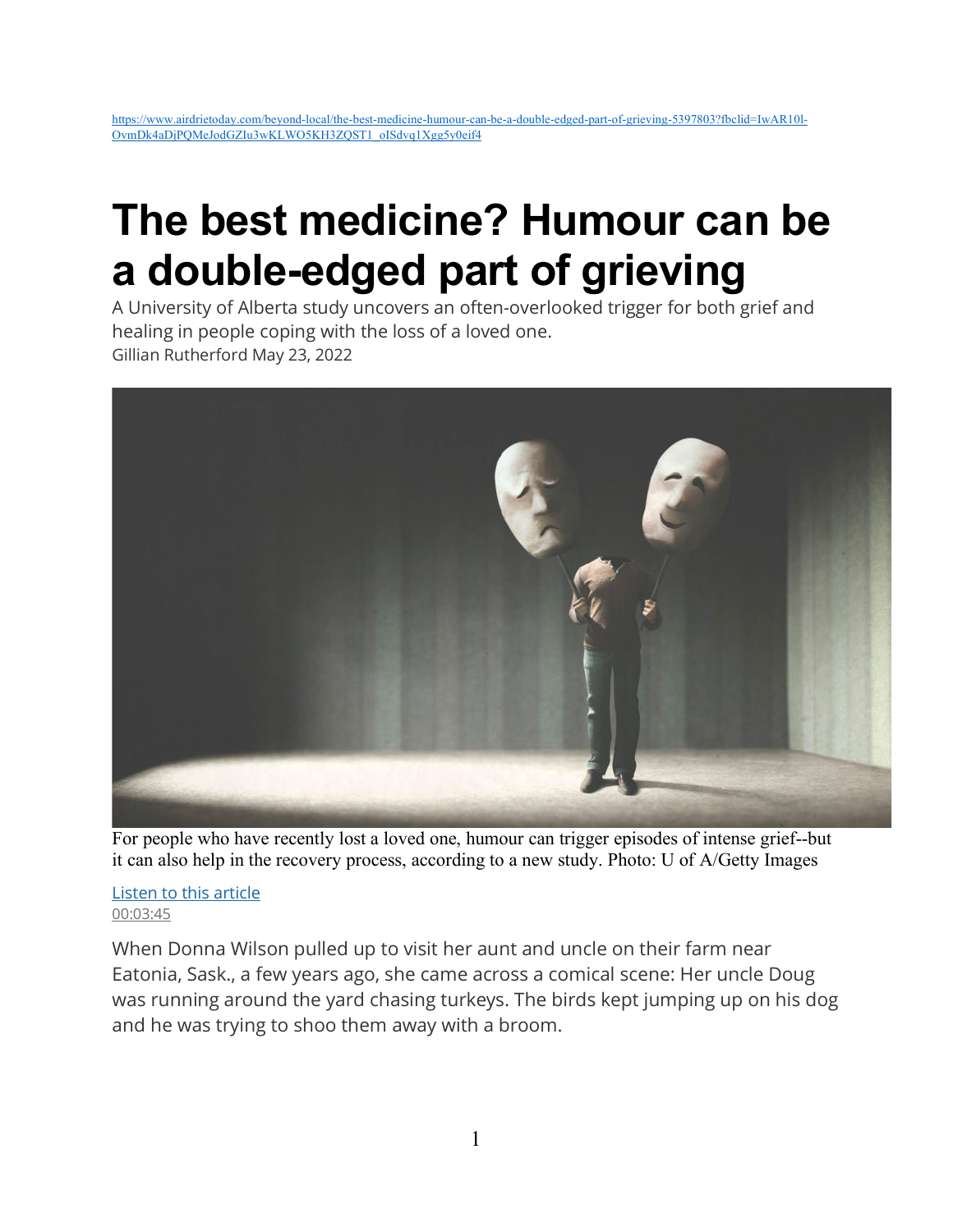https://www.airdrietoday.com/beyond-local/the-best-medicine-humour-can-be-a-double-edged-part-of-grieving-5397803?fbclid=IwAR10l-OvmDk4aDjPQMeJodGZIu3wKLWO5KH3ZQST1_oISdvq1Xgg5y0eif4

# The best medicine? Humour can be a double-edged part of grieving

A University of Alberta study uncovers an often-overlooked trigger for both grief and healing in people coping with the loss of a loved one.

Gillian Rutherford May 23, 2022

For people who have recently lost a loved one, humour can trigger episodes of intense grief--but it can also help in the recovery process, according to a new study. Photo: U of A/Getty Images

Listen to this article

00:03:45

When Donna Wilson pulled up to visit her aunt and uncle on their farm near Eatonia, Sask., a few years ago, she came across a comical scene: Her uncle Doug was running around the yard chasing turkeys. The birds kept jumping up on his dog and he was trying to shoo them away with a broom.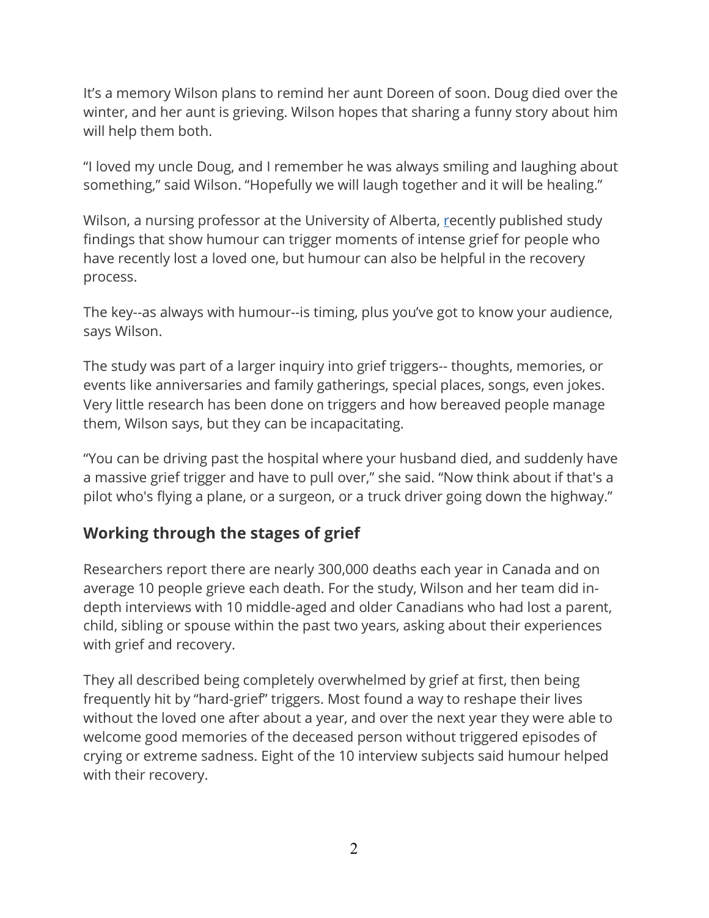It's a memory Wilson plans to remind her aunt Doreen of soon. Doug died over the winter, and her aunt is grieving. Wilson hopes that sharing a funny story about him will help them both.

"I loved my uncle Doug, and I remember he was always smiling and laughing about something," said Wilson. "Hopefully we will laugh together and it will be healing."

Wilson, a nursing professor at the University of Alberta, recently published study findings that show humour can trigger moments of intense grief for people who have recently lost a loved one, but humour can also be helpful in the recovery process.

The key--as always with humour--is timing, plus you've got to know your audience, says Wilson.

The study was part of a larger inquiry into grief triggers-- thoughts, memories, or events like anniversaries and family gatherings, special places, songs, even jokes. Very little research has been done on triggers and how bereaved people manage them, Wilson says, but they can be incapacitating.

"You can be driving past the hospital where your husband died, and suddenly have a massive grief trigger and have to pull over," she said. "Now think about if that's a pilot who's flying a plane, or a surgeon, or a truck driver going down the highway."

## Working through the stages of grief

Researchers report there are nearly 300,000 deaths each year in Canada and on average 10 people grieve each death. For the study, Wilson and her team did in-depth interviews with 10 middle-aged and older Canadians who had lost a parent, child, sibling or spouse within the past two years, asking about their experiences with grief and recovery.

They all described being completely overwhelmed by grief at first, then being frequently hit by "hard-grief" triggers. Most found a way to reshape their lives without the loved one after about a year, and over the next year they were able to welcome good memories of the deceased person without triggered episodes of crying or extreme sadness. Eight of the 10 interview subjects said humour helped with their recovery.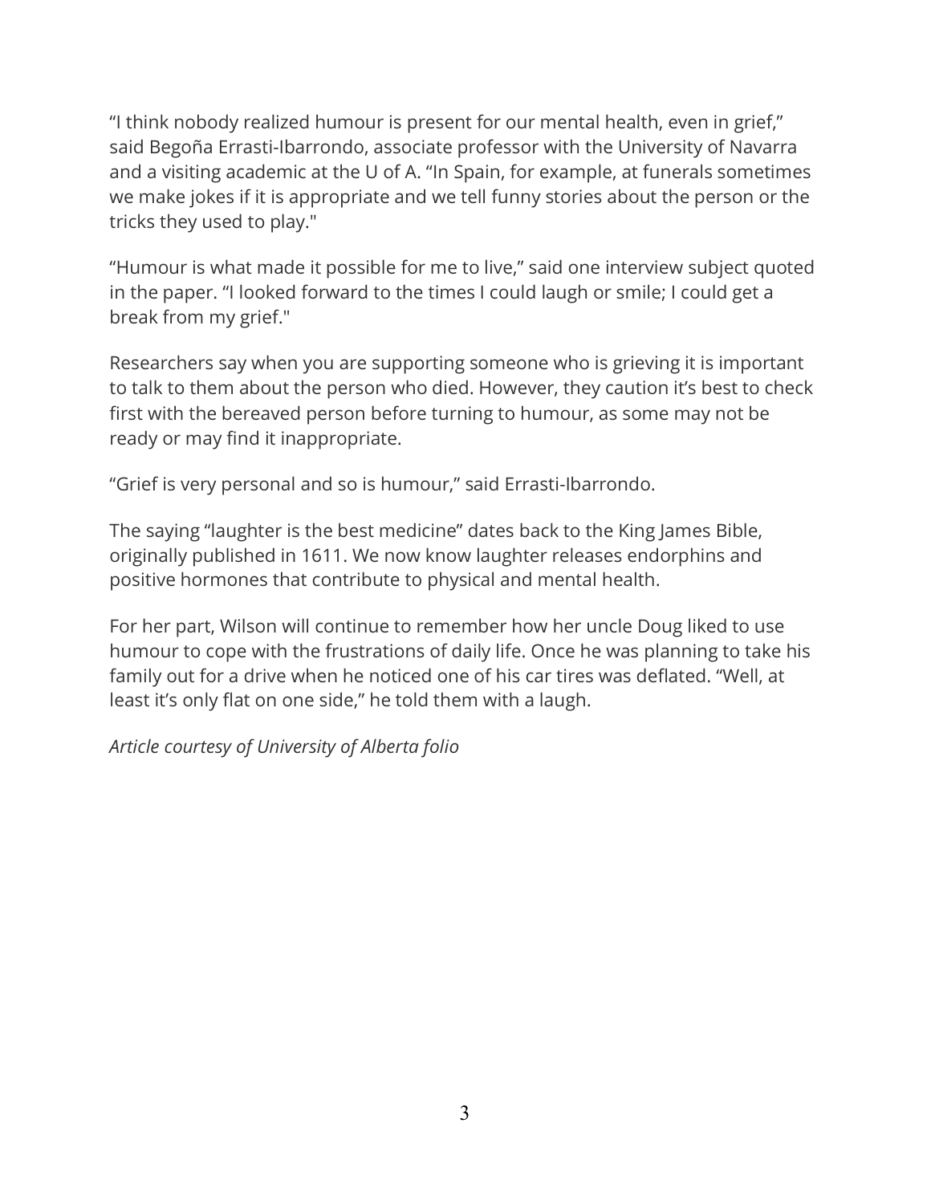“I think nobody realized humour is present for our mental health, even in grief,” said Begoña Errasti-Ibarrondo, associate professor with the University of Navarra and a visiting academic at the U of A. “In Spain, for example, at funerals sometimes we make jokes if it is appropriate and we tell funny stories about the person or the tricks they used to play."

“Humour is what made it possible for me to live,” said one interview subject quoted in the paper. “I looked forward to the times I could laugh or smile; I could get a break from my grief."

Researchers say when you are supporting someone who is grieving it is important to talk to them about the person who died. However, they caution it’s best to check first with the bereaved person before turning to humour, as some may not be ready or may find it inappropriate.

“Grief is very personal and so is humour,” said Errasti-Ibarrondo.

The saying “laughter is the best medicine” dates back to the King James Bible, originally published in 1611. We now know laughter releases endorphins and positive hormones that contribute to physical and mental health.

For her part, Wilson will continue to remember how her uncle Doug liked to use humour to cope with the frustrations of daily life. Once he was planning to take his family out for a drive when he noticed one of his car tires was deflated. “Well, at least it’s only flat on one side,” he told them with a laugh.

*Article courtesy of University of Alberta folio*